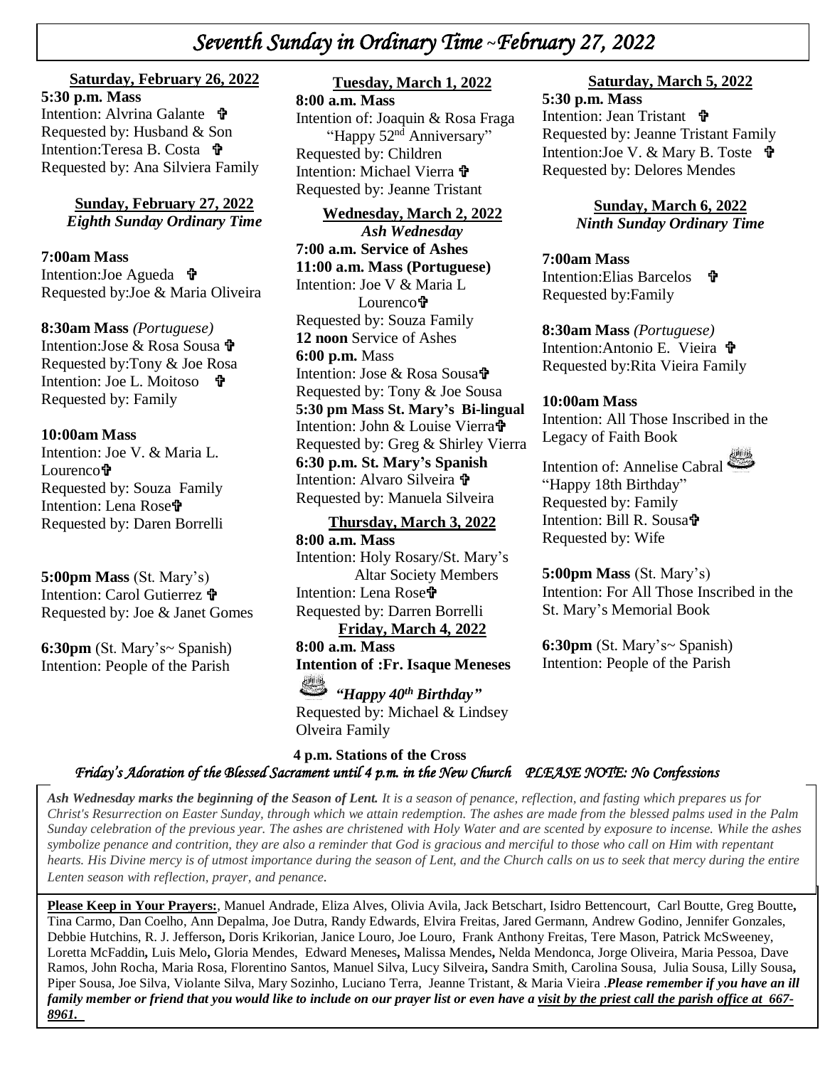# *Seventh Sunday in Ordinary Time ~February 27, 2022*

**Saturday, February 26, 2022**

**5:30 p.m. Mass**
Intention: Alvrina Galante ✞
Requested by: Husband & Son
Intention:Teresa B. Costa ✞
Requested by: Ana Silviera Family

**Sunday, February 27, 2022**
***Eighth Sunday Ordinary Time***

**7:00am Mass**
Intention:Joe Agueda ✞
Requested by:Joe & Maria Oliveira

**8:30am Mass** *(Portuguese)*
Intention:Jose & Rosa Sousa ✞
Requested by:Tony & Joe Rosa
Intention: Joe L. Moitoso ✞
Requested by: Family

**10:00am Mass**
Intention: Joe V. & Maria L. Lourenco✞
Requested by: Souza Family
Intention: Lena Rose✞
Requested by: Daren Borrelli

**5:00pm Mass** (St. Mary's)
Intention: Carol Gutierrez ✞
Requested by: Joe & Janet Gomes

**6:30pm** (St. Mary's~ Spanish)
Intention: People of the Parish

**Tuesday, March 1, 2022**

**8:00 a.m. Mass**
Intention of: Joaquin & Rosa Fraga
"Happy 52nd Anniversary"
Requested by: Children
Intention: Michael Vierra ✞
Requested by: Jeanne Tristant

**Wednesday, March 2, 2022**
***Ash Wednesday***

**7:00 a.m. Service of Ashes**
**11:00 a.m. Mass (Portuguese)**
Intention: Joe V & Maria L Lourenco✞
Requested by: Souza Family
**12 noon** Service of Ashes
**6:00 p.m.** Mass
Intention: Jose & Rosa Sousa✞
Requested by: Tony & Joe Sousa
**5:30 pm Mass St. Mary's Bi-lingual**
Intention: John & Louise Vierra✞
Requested by: Greg & Shirley Vierra
**6:30 p.m. St. Mary's Spanish**
Intention: Alvaro Silveira ✞
Requested by: Manuela Silveira

**Thursday, March 3, 2022**

**8:00 a.m. Mass**
Intention: Holy Rosary/St. Mary's Altar Society Members
Intention: Lena Rose✞
Requested by: Darren Borrelli

**Friday, March 4, 2022**

**8:00 a.m. Mass**
**Intention of :Fr. Isaque Meneses**
***"Happy 40th Birthday"***
Requested by: Michael & Lindsey Olveira Family

**Saturday, March 5, 2022**

**5:30 p.m. Mass**
Intention: Jean Tristant ✞
Requested by: Jeanne Tristant Family
Intention:Joe V. & Mary B. Toste ✞
Requested by: Delores Mendes

**Sunday, March 6, 2022**
***Ninth Sunday Ordinary Time***

**7:00am Mass**
Intention:Elias Barcelos ✞
Requested by:Family

**8:30am Mass** *(Portuguese)*
Intention:Antonio E. Vieira ✞
Requested by:Rita Vieira Family

**10:00am Mass**
Intention: All Those Inscribed in the Legacy of Faith Book
Intention of: Annelise Cabral
"Happy 18th Birthday"
Requested by: Family
Intention: Bill R. Sousa✞
Requested by: Wife

**5:00pm Mass** (St. Mary's)
Intention: For All Those Inscribed in the St. Mary's Memorial Book

**6:30pm** (St. Mary's~ Spanish)
Intention: People of the Parish

**4 p.m. Stations of the Cross**
*Friday's Adoration of the Blessed Sacrament until 4 p.m. in the New Church PLEASE NOTE: No Confessions*

***Ash Wednesday marks the beginning of the Season of Lent.*** *It is a season of penance, reflection, and fasting which prepares us for Christ's Resurrection on Easter Sunday, through which we attain redemption. The ashes are made from the blessed palms used in the Palm Sunday celebration of the previous year. The ashes are christened with Holy Water and are scented by exposure to incense. While the ashes symbolize penance and contrition, they are also a reminder that God is gracious and merciful to those who call on Him with repentant hearts. His Divine mercy is of utmost importance during the season of Lent, and the Church calls on us to seek that mercy during the entire Lenten season with reflection, prayer, and penance.*

**Please Keep in Your Prayers:**, Manuel Andrade, Eliza Alves, Olivia Avila, Jack Betschart, Isidro Bettencourt, Carl Boutte, Greg Boutte, Tina Carmo, Dan Coelho, Ann Depalma, Joe Dutra, Randy Edwards, Elvira Freitas, Jared Germann, Andrew Godino, Jennifer Gonzales, Debbie Hutchins, R. J. Jefferson, Doris Krikorian, Janice Louro, Joe Louro, Frank Anthony Freitas, Tere Mason, Patrick McSweeney, Loretta McFaddin, Luis Melo, Gloria Mendes, Edward Meneses, Malissa Mendes, Nelda Mendonca, Jorge Oliveira, Maria Pessoa, Dave Ramos, John Rocha, Maria Rosa, Florentino Santos, Manuel Silva, Lucy Silveira, Sandra Smith, Carolina Sousa, Julia Sousa, Lilly Sousa, Piper Sousa, Joe Silva, Violante Silva, Mary Sozinho, Luciano Terra, Jeanne Tristant, & Maria Vieira .***Please remember if you have an ill family member or friend that you would like to include on our prayer list or even have a visit by the priest call the parish office at 667-8961.***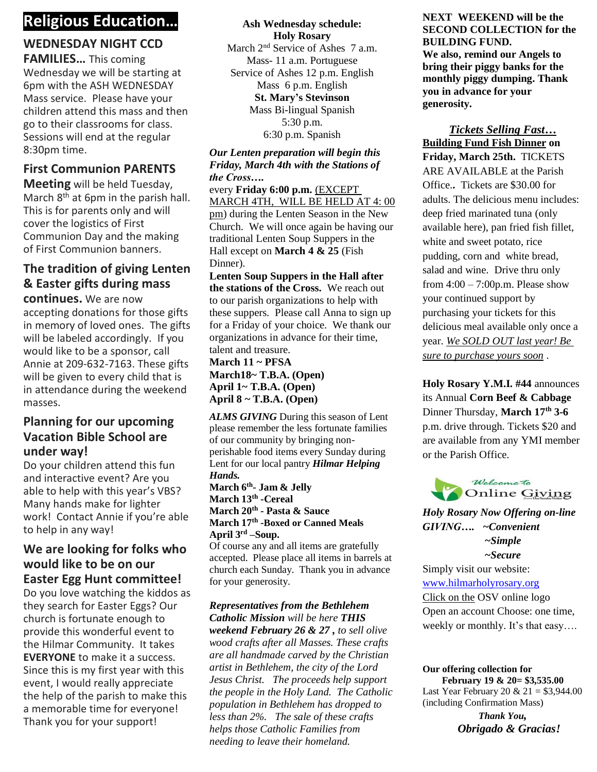# Religious Education…

## WEDNESDAY NIGHT CCD

**FAMILIES…** This coming Wednesday we will be starting at 6pm with the ASH WEDNESDAY Mass service. Please have your children attend this mass and then go to their classrooms for class. Sessions will end at the regular 8:30pm time.

## First Communion PARENTS

**Meeting** will be held Tuesday, March 8th at 6pm in the parish hall. This is for parents only and will cover the logistics of First Communion Day and the making of First Communion banners.

## The tradition of giving Lenten & Easter gifts during mass continues.

We are now accepting donations for those gifts in memory of loved ones. The gifts will be labeled accordingly. If you would like to be a sponsor, call Annie at 209-632-7163. These gifts will be given to every child that is in attendance during the weekend masses.

## Planning for our upcoming Vacation Bible School are under way!

Do your children attend this fun and interactive event? Are you able to help with this year's VBS? Many hands make for lighter work! Contact Annie if you're able to help in any way!

## We are looking for folks who would like to be on our Easter Egg Hunt committee!

Do you love watching the kiddos as they search for Easter Eggs? Our church is fortunate enough to provide this wonderful event to the Hilmar Community. It takes **EVERYONE** to make it a success. Since this is my first year with this event, I would really appreciate the help of the parish to make this a memorable time for everyone! Thank you for your support!

**Ash Wednesday schedule:**
**Holy Rosary**
March 2nd Service of Ashes 7 a.m.
Mass- 11 a.m. Portuguese
Service of Ashes 12 p.m. English
Mass 6 p.m. English
**St. Mary's Stevinson**
Mass Bi-lingual Spanish
5:30 p.m.
6:30 p.m. Spanish

***Our Lenten preparation will begin this Friday, March 4th with the Stations of the Cross….***
every **Friday 6:00 p.m.** (EXCEPT MARCH 4TH, WILL BE HELD AT 4: 00 pm) during the Lenten Season in the New Church. We will once again be having our traditional Lenten Soup Suppers in the Hall except on **March 4 & 25** (Fish Dinner).

**Lenten Soup Suppers in the Hall after the stations of the Cross.** We reach out to our parish organizations to help with these suppers. Please call Anna to sign up for a Friday of your choice. We thank our organizations in advance for their time, talent and treasure.

**March 11 ~ PFSA**
**March18~ T.B.A. (Open)**
**April 1~ T.B.A. (Open)**
**April 8 ~ T.B.A. (Open)**

***ALMS GIVING*** During this season of Lent please remember the less fortunate families of our community by bringing non-perishable food items every Sunday during Lent for our local pantry ***Hilmar Helping Hands.***

**March 6th- Jam & Jelly**
**March 13th -Cereal**
**March 20th - Pasta & Sauce**
**March 17th -Boxed or Canned Meals**
**April 3rd –Soup.**

Of course any and all items are gratefully accepted. Please place all items in barrels at church each Sunday. Thank you in advance for your generosity.

***Representatives from the Bethlehem Catholic Mission*** *will be here* ***THIS weekend February 26 & 27 ,*** *to sell olive wood crafts after all Masses. These crafts are all handmade carved by the Christian artist in Bethlehem, the city of the Lord Jesus Christ. The proceeds help support the people in the Holy Land. The Catholic population in Bethlehem has dropped to less than 2%. The sale of these crafts helps those Catholic Families from needing to leave their homeland.*

**NEXT WEEKEND will be the SECOND COLLECTION for the BUILDING FUND.**
**We also, remind our Angels to bring their piggy banks for the monthly piggy dumping. Thank you in advance for your generosity.**

***Tickets Selling Fast…***
**Building Fund Fish Dinner on Friday, March 25th.** TICKETS ARE AVAILABLE at the Parish Office.**.** Tickets are $30.00 for adults. The delicious menu includes: deep fried marinated tuna (only available here), pan fried fish fillet, white and sweet potato, rice pudding, corn and white bread, salad and wine. Drive thru only from 4:00 – 7:00p.m. Please show your continued support by purchasing your tickets for this delicious meal available only once a year. *We SOLD OUT last year! Be sure to purchase yours soon* .

**Holy Rosary Y.M.I. #44** announces its Annual **Corn Beef & Cabbage** Dinner Thursday, **March 17th 3-6** p.m. drive through. Tickets $20 and are available from any YMI member or the Parish Office.

Welcome to Online Giving

***Holy Rosary Now Offering on-line GIVING…. ~Convenient ~Simple ~Secure***

Simply visit our website:
www.hilmarholyrosary.org
Click on the OSV online logo
Open an account Choose: one time, weekly or monthly. It's that easy….

**Our offering collection for**
**February 19 & 20= $3,535.00**
Last Year February 20 & 21 = $3,944.00 (including Confirmation Mass)

***Thank You,***
***Obrigado & Gracias!***